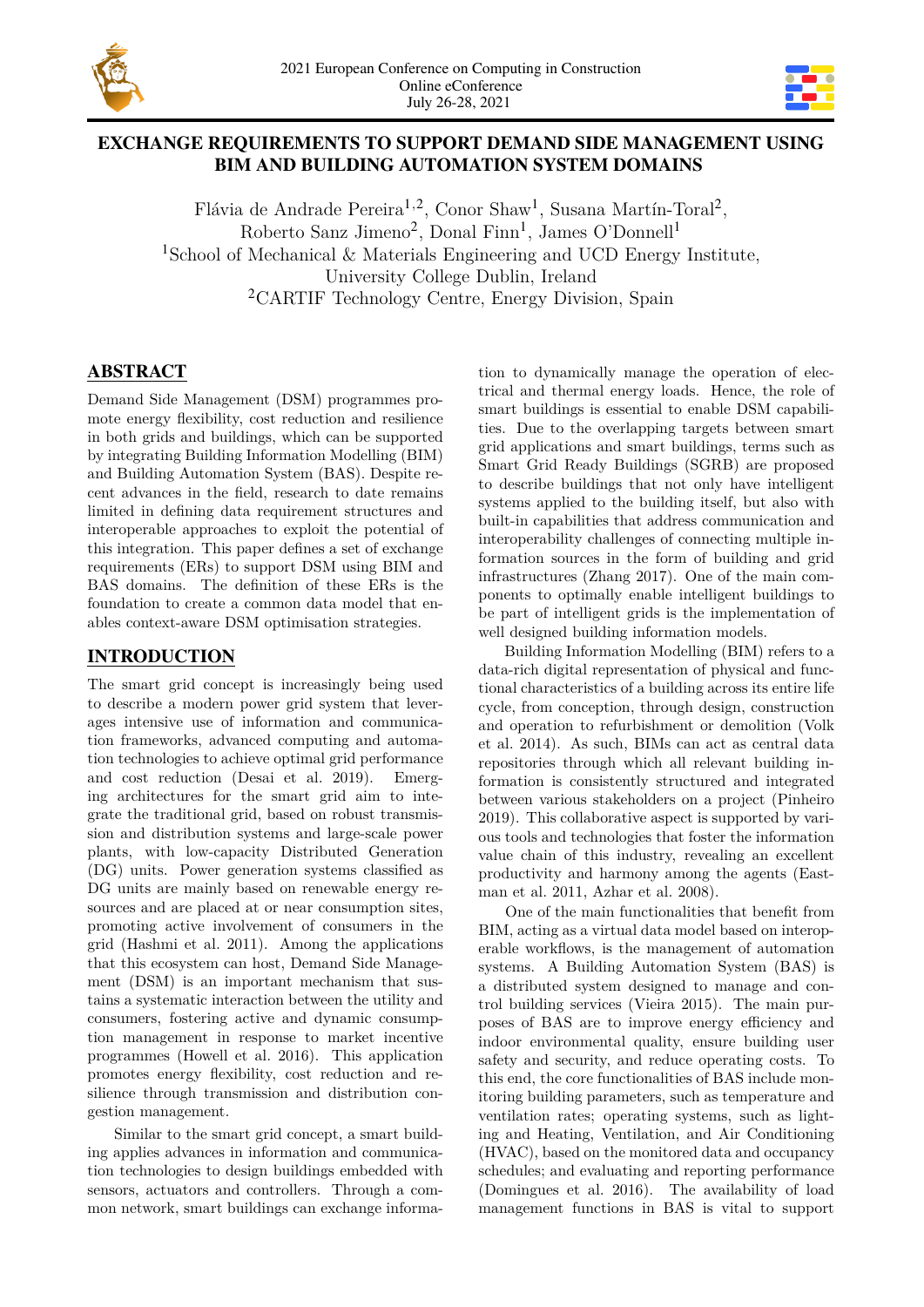# EXCHANGE REQUIREMENTS TO SUPPORT DEMAND SIDE MANAGEMENT USING BIM AND BUILDING AUTOMATION SYSTEM DOMAINS

Flávia de Andrade Pereira[1,2], Conor Shaw[1], Susana Martín-Toral[2], Roberto Sanz Jimeno[2], Donal Finn[1], James O'Donnell[1]

[1]School of Mechanical & Materials Engineering and UCD Energy Institute, University College Dublin, Ireland

[2]CARTIF Technology Centre, Energy Division, Spain

## ABSTRACT

Demand Side Management (DSM) programmes promote energy flexibility, cost reduction and resilience in both grids and buildings, which can be supported by integrating Building Information Modelling (BIM) and Building Automation System (BAS). Despite recent advances in the field, research to date remains limited in defining data requirement structures and interoperable approaches to exploit the potential of this integration. This paper defines a set of exchange requirements (ERs) to support DSM using BIM and BAS domains. The definition of these ERs is the foundation to create a common data model that enables context-aware DSM optimisation strategies.

## INTRODUCTION

The smart grid concept is increasingly being used to describe a modern power grid system that leverages intensive use of information and communication frameworks, advanced computing and automation technologies to achieve optimal grid performance and cost reduction (Desai et al. 2019). Emerging architectures for the smart grid aim to integrate the traditional grid, based on robust transmission and distribution systems and large-scale power plants, with low-capacity Distributed Generation (DG) units. Power generation systems classified as DG units are mainly based on renewable energy resources and are placed at or near consumption sites, promoting active involvement of consumers in the grid (Hashmi et al. 2011). Among the applications that this ecosystem can host, Demand Side Management (DSM) is an important mechanism that sustains a systematic interaction between the utility and consumers, fostering active and dynamic consumption management in response to market incentive programmes (Howell et al. 2016). This application promotes energy flexibility, cost reduction and resilience through transmission and distribution congestion management.

Similar to the smart grid concept, a smart building applies advances in information and communication technologies to design buildings embedded with sensors, actuators and controllers. Through a common network, smart buildings can exchange information to dynamically manage the operation of electrical and thermal energy loads. Hence, the role of smart buildings is essential to enable DSM capabilities. Due to the overlapping targets between smart grid applications and smart buildings, terms such as Smart Grid Ready Buildings (SGRB) are proposed to describe buildings that not only have intelligent systems applied to the building itself, but also with built-in capabilities that address communication and interoperability challenges of connecting multiple information sources in the form of building and grid infrastructures (Zhang 2017). One of the main components to optimally enable intelligent buildings to be part of intelligent grids is the implementation of well designed building information models.

Building Information Modelling (BIM) refers to a data-rich digital representation of physical and functional characteristics of a building across its entire life cycle, from conception, through design, construction and operation to refurbishment or demolition (Volk et al. 2014). As such, BIMs can act as central data repositories through which all relevant building information is consistently structured and integrated between various stakeholders on a project (Pinheiro 2019). This collaborative aspect is supported by various tools and technologies that foster the information value chain of this industry, revealing an excellent productivity and harmony among the agents (Eastman et al. 2011, Azhar et al. 2008).

One of the main functionalities that benefit from BIM, acting as a virtual data model based on interoperable workflows, is the management of automation systems. A Building Automation System (BAS) is a distributed system designed to manage and control building services (Vieira 2015). The main purposes of BAS are to improve energy efficiency and indoor environmental quality, ensure building user safety and security, and reduce operating costs. To this end, the core functionalities of BAS include monitoring building parameters, such as temperature and ventilation rates; operating systems, such as lighting and Heating, Ventilation, and Air Conditioning (HVAC), based on the monitored data and occupancy schedules; and evaluating and reporting performance (Domingues et al. 2016). The availability of load management functions in BAS is vital to support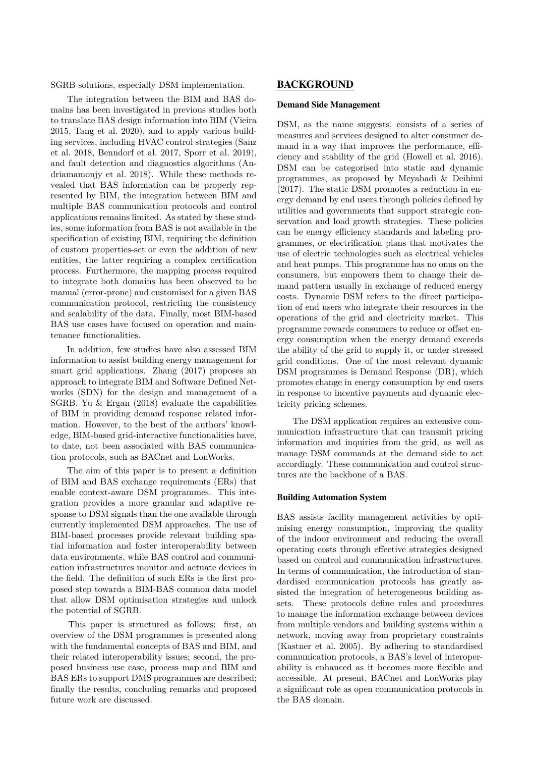SGRB solutions, especially DSM implementation.

The integration between the BIM and BAS domains has been investigated in previous studies both to translate BAS design information into BIM (Vieira 2015, Tang et al. 2020), and to apply various building services, including HVAC control strategies (Sanz et al. 2018, Benndorf et al. 2017, Sporr et al. 2019), and fault detection and diagnostics algorithms (Andriamamonjy et al. 2018). While these methods revealed that BAS information can be properly represented by BIM, the integration between BIM and multiple BAS communication protocols and control applications remains limited. As stated by these studies, some information from BAS is not available in the specification of existing BIM, requiring the definition of custom properties-set or even the addition of new entities, the latter requiring a complex certification process. Furthermore, the mapping process required to integrate both domains has been observed to be manual (error-prone) and customised for a given BAS communication protocol, restricting the consistency and scalability of the data. Finally, most BIM-based BAS use cases have focused on operation and maintenance functionalities.

In addition, few studies have also assessed BIM information to assist building energy management for smart grid applications. Zhang (2017) proposes an approach to integrate BIM and Software Defined Networks (SDN) for the design and management of a SGRB. Yu & Ergan (2018) evaluate the capabilities of BIM in providing demand response related information. However, to the best of the authors' knowledge, BIM-based grid-interactive functionalities have, to date, not been associated with BAS communication protocols, such as BACnet and LonWorks.

The aim of this paper is to present a definition of BIM and BAS exchange requirements (ERs) that enable context-aware DSM programmes. This integration provides a more granular and adaptive response to DSM signals than the one available through currently implemented DSM approaches. The use of BIM-based processes provide relevant building spatial information and foster interoperability between data environments, while BAS control and communication infrastructures monitor and actuate devices in the field. The definition of such ERs is the first proposed step towards a BIM-BAS common data model that allow DSM optimisation strategies and unlock the potential of SGRB.

This paper is structured as follows: first, an overview of the DSM programmes is presented along with the fundamental concepts of BAS and BIM, and their related interoperability issues; second, the proposed business use case, process map and BIM and BAS ERs to support DMS programmes are described; finally the results, concluding remarks and proposed future work are discussed.

## BACKGROUND

### Demand Side Management

DSM, as the name suggests, consists of a series of measures and services designed to alter consumer demand in a way that improves the performance, efficiency and stability of the grid (Howell et al. 2016). DSM can be categorised into static and dynamic programmes, as proposed by Meyabadi & Deihimi (2017). The static DSM promotes a reduction in energy demand by end users through policies defined by utilities and governments that support strategic conservation and load growth strategies. These policies can be energy efficiency standards and labeling programmes, or electrification plans that motivates the use of electric technologies such as electrical vehicles and heat pumps. This programme has no onus on the consumers, but empowers them to change their demand pattern usually in exchange of reduced energy costs. Dynamic DSM refers to the direct participation of end users who integrate their resources in the operations of the grid and electricity market. This programme rewards consumers to reduce or offset energy consumption when the energy demand exceeds the ability of the grid to supply it, or under stressed grid conditions. One of the most relevant dynamic DSM programmes is Demand Response (DR), which promotes change in energy consumption by end users in response to incentive payments and dynamic electricity pricing schemes.

The DSM application requires an extensive communication infrastructure that can transmit pricing information and inquiries from the grid, as well as manage DSM commands at the demand side to act accordingly. These communication and control structures are the backbone of a BAS.

### Building Automation System

BAS assists facility management activities by optimising energy consumption, improving the quality of the indoor environment and reducing the overall operating costs through effective strategies designed based on control and communication infrastructures. In terms of communication, the introduction of standardised communication protocols has greatly assisted the integration of heterogeneous building assets. These protocols define rules and procedures to manage the information exchange between devices from multiple vendors and building systems within a network, moving away from proprietary constraints (Kastner et al. 2005). By adhering to standardised communication protocols, a BAS's level of interoperability is enhanced as it becomes more flexible and accessible. At present, BACnet and LonWorks play a significant role as open communication protocols in the BAS domain.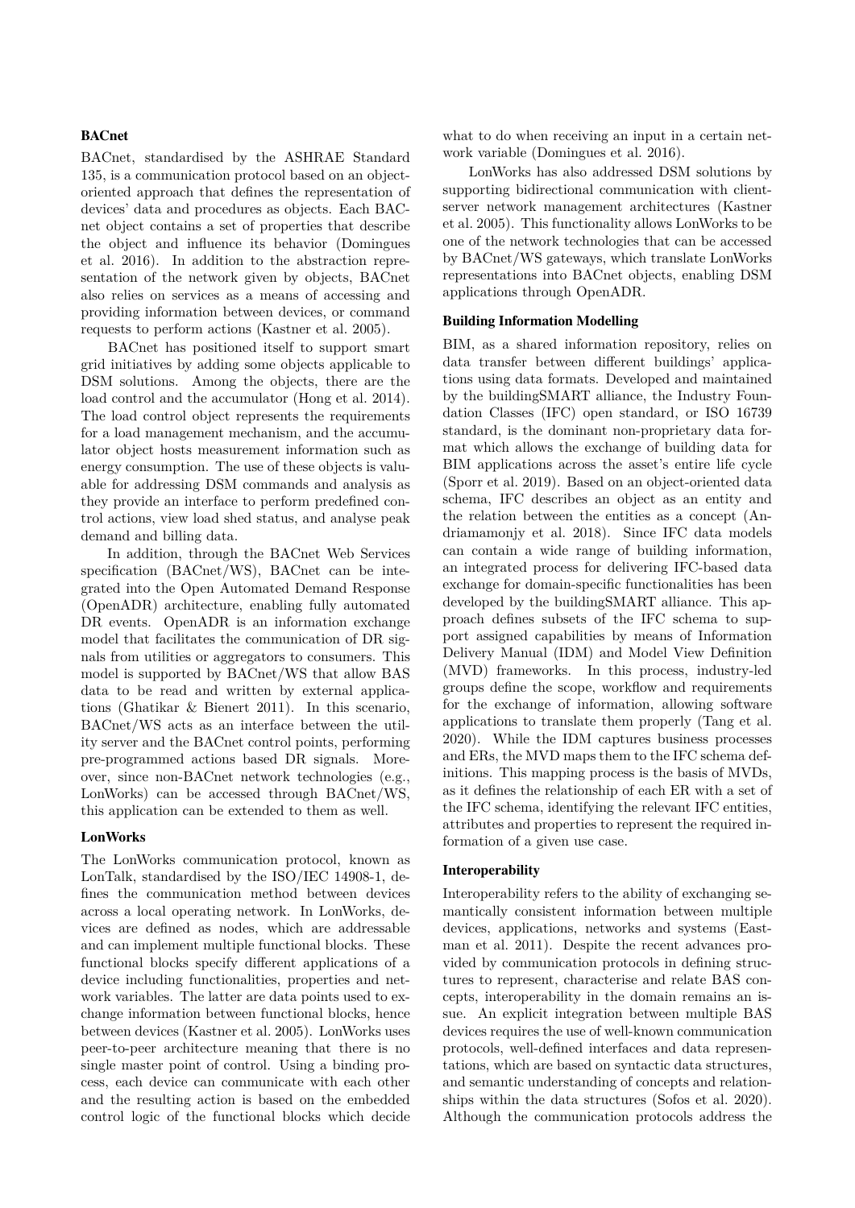### BACnet

BACnet, standardised by the ASHRAE Standard 135, is a communication protocol based on an object-oriented approach that defines the representation of devices' data and procedures as objects. Each BACnet object contains a set of properties that describe the object and influence its behavior (Domingues et al. 2016). In addition to the abstraction representation of the network given by objects, BACnet also relies on services as a means of accessing and providing information between devices, or command requests to perform actions (Kastner et al. 2005).

BACnet has positioned itself to support smart grid initiatives by adding some objects applicable to DSM solutions. Among the objects, there are the load control and the accumulator (Hong et al. 2014). The load control object represents the requirements for a load management mechanism, and the accumulator object hosts measurement information such as energy consumption. The use of these objects is valuable for addressing DSM commands and analysis as they provide an interface to perform predefined control actions, view load shed status, and analyse peak demand and billing data.

In addition, through the BACnet Web Services specification (BACnet/WS), BACnet can be integrated into the Open Automated Demand Response (OpenADR) architecture, enabling fully automated DR events. OpenADR is an information exchange model that facilitates the communication of DR signals from utilities or aggregators to consumers. This model is supported by BACnet/WS that allow BAS data to be read and written by external applications (Ghatikar & Bienert 2011). In this scenario, BACnet/WS acts as an interface between the utility server and the BACnet control points, performing pre-programmed actions based DR signals. Moreover, since non-BACnet network technologies (e.g., LonWorks) can be accessed through BACnet/WS, this application can be extended to them as well.

### LonWorks

The LonWorks communication protocol, known as LonTalk, standardised by the ISO/IEC 14908-1, defines the communication method between devices across a local operating network. In LonWorks, devices are defined as nodes, which are addressable and can implement multiple functional blocks. These functional blocks specify different applications of a device including functionalities, properties and network variables. The latter are data points used to exchange information between functional blocks, hence between devices (Kastner et al. 2005). LonWorks uses peer-to-peer architecture meaning that there is no single master point of control. Using a binding process, each device can communicate with each other and the resulting action is based on the embedded control logic of the functional blocks which decide what to do when receiving an input in a certain network variable (Domingues et al. 2016).

LonWorks has also addressed DSM solutions by supporting bidirectional communication with client-server network management architectures (Kastner et al. 2005). This functionality allows LonWorks to be one of the network technologies that can be accessed by BACnet/WS gateways, which translate LonWorks representations into BACnet objects, enabling DSM applications through OpenADR.

### Building Information Modelling

BIM, as a shared information repository, relies on data transfer between different buildings' applications using data formats. Developed and maintained by the buildingSMART alliance, the Industry Foundation Classes (IFC) open standard, or ISO 16739 standard, is the dominant non-proprietary data format which allows the exchange of building data for BIM applications across the asset's entire life cycle (Sporr et al. 2019). Based on an object-oriented data schema, IFC describes an object as an entity and the relation between the entities as a concept (Andriamamonjy et al. 2018). Since IFC data models can contain a wide range of building information, an integrated process for delivering IFC-based data exchange for domain-specific functionalities has been developed by the buildingSMART alliance. This approach defines subsets of the IFC schema to support assigned capabilities by means of Information Delivery Manual (IDM) and Model View Definition (MVD) frameworks. In this process, industry-led groups define the scope, workflow and requirements for the exchange of information, allowing software applications to translate them properly (Tang et al. 2020). While the IDM captures business processes and ERs, the MVD maps them to the IFC schema definitions. This mapping process is the basis of MVDs, as it defines the relationship of each ER with a set of the IFC schema, identifying the relevant IFC entities, attributes and properties to represent the required information of a given use case.

### Interoperability

Interoperability refers to the ability of exchanging semantically consistent information between multiple devices, applications, networks and systems (Eastman et al. 2011). Despite the recent advances provided by communication protocols in defining structures to represent, characterise and relate BAS concepts, interoperability in the domain remains an issue. An explicit integration between multiple BAS devices requires the use of well-known communication protocols, well-defined interfaces and data representations, which are based on syntactic data structures, and semantic understanding of concepts and relationships within the data structures (Sofos et al. 2020). Although the communication protocols address the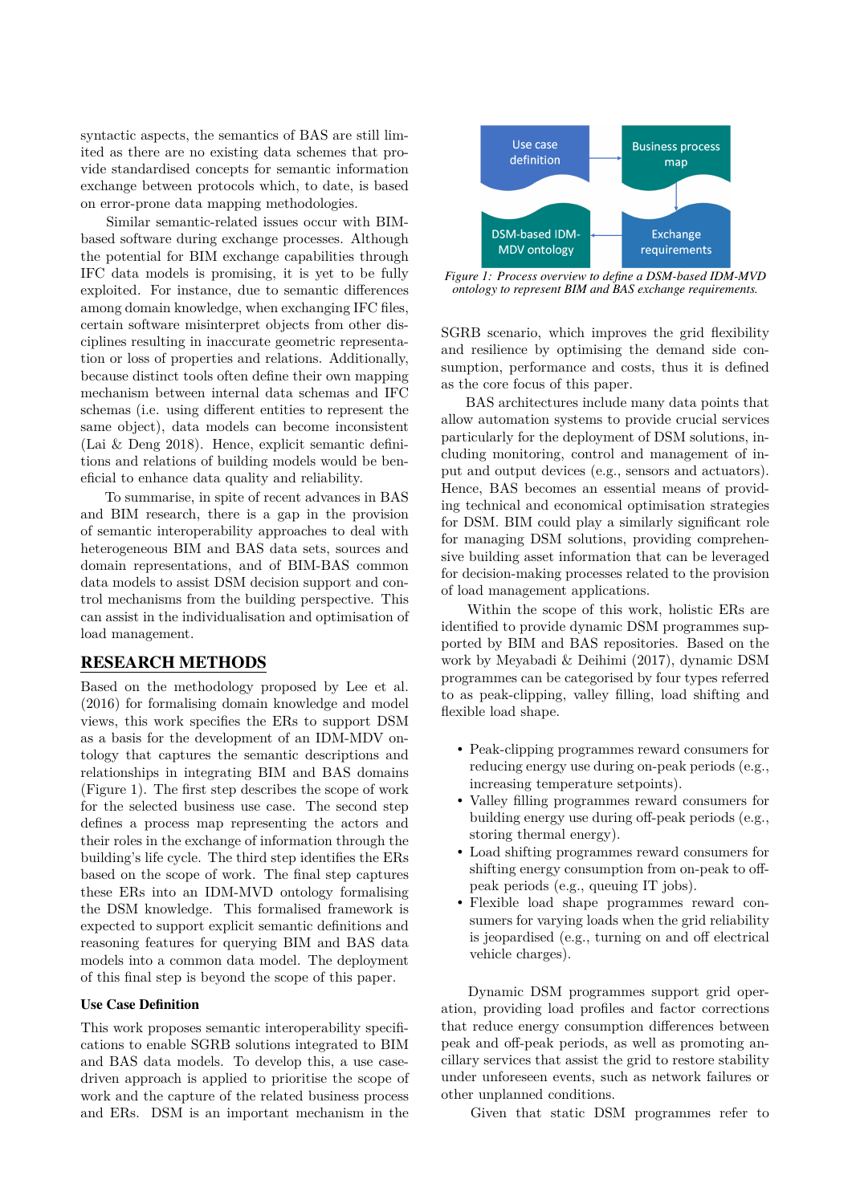syntactic aspects, the semantics of BAS are still limited as there are no existing data schemes that provide standardised concepts for semantic information exchange between protocols which, to date, is based on error-prone data mapping methodologies.

Similar semantic-related issues occur with BIM-based software during exchange processes. Although the potential for BIM exchange capabilities through IFC data models is promising, it is yet to be fully exploited. For instance, due to semantic differences among domain knowledge, when exchanging IFC files, certain software misinterpret objects from other disciplines resulting in inaccurate geometric representation or loss of properties and relations. Additionally, because distinct tools often define their own mapping mechanism between internal data schemas and IFC schemas (i.e. using different entities to represent the same object), data models can become inconsistent (Lai & Deng 2018). Hence, explicit semantic definitions and relations of building models would be beneficial to enhance data quality and reliability.

To summarise, in spite of recent advances in BAS and BIM research, there is a gap in the provision of semantic interoperability approaches to deal with heterogeneous BIM and BAS data sets, sources and domain representations, and of BIM-BAS common data models to assist DSM decision support and control mechanisms from the building perspective. This can assist in the individualisation and optimisation of load management.

## RESEARCH METHODS

Based on the methodology proposed by Lee et al. (2016) for formalising domain knowledge and model views, this work specifies the ERs to support DSM as a basis for the development of an IDM-MDV ontology that captures the semantic descriptions and relationships in integrating BIM and BAS domains (Figure 1). The first step describes the scope of work for the selected business use case. The second step defines a process map representing the actors and their roles in the exchange of information through the building's life cycle. The third step identifies the ERs based on the scope of work. The final step captures these ERs into an IDM-MVD ontology formalising the DSM knowledge. This formalised framework is expected to support explicit semantic definitions and reasoning features for querying BIM and BAS data models into a common data model. The deployment of this final step is beyond the scope of this paper.

*Figure 1: Process overview to define a DSM-based IDM-MVD ontology to represent BIM and BAS exchange requirements.*

### Use Case Definition

This work proposes semantic interoperability specifications to enable SGRB solutions integrated to BIM and BAS data models. To develop this, a use case-driven approach is applied to prioritise the scope of work and the capture of the related business process and ERs. DSM is an important mechanism in the SGRB scenario, which improves the grid flexibility and resilience by optimising the demand side consumption, performance and costs, thus it is defined as the core focus of this paper.

BAS architectures include many data points that allow automation systems to provide crucial services particularly for the deployment of DSM solutions, including monitoring, control and management of input and output devices (e.g., sensors and actuators). Hence, BAS becomes an essential means of providing technical and economical optimisation strategies for DSM. BIM could play a similarly significant role for managing DSM solutions, providing comprehensive building asset information that can be leveraged for decision-making processes related to the provision of load management applications.

Within the scope of this work, holistic ERs are identified to provide dynamic DSM programmes supported by BIM and BAS repositories. Based on the work by Meyabadi & Deihimi (2017), dynamic DSM programmes can be categorised by four types referred to as peak-clipping, valley filling, load shifting and flexible load shape.

- Peak-clipping programmes reward consumers for reducing energy use during on-peak periods (e.g., increasing temperature setpoints).
- Valley filling programmes reward consumers for building energy use during off-peak periods (e.g., storing thermal energy).
- Load shifting programmes reward consumers for shifting energy consumption from on-peak to off-peak periods (e.g., queuing IT jobs).
- Flexible load shape programmes reward consumers for varying loads when the grid reliability is jeopardised (e.g., turning on and off electrical vehicle charges).

Dynamic DSM programmes support grid operation, providing load profiles and factor corrections that reduce energy consumption differences between peak and off-peak periods, as well as promoting ancillary services that assist the grid to restore stability under unforeseen events, such as network failures or other unplanned conditions.

Given that static DSM programmes refer to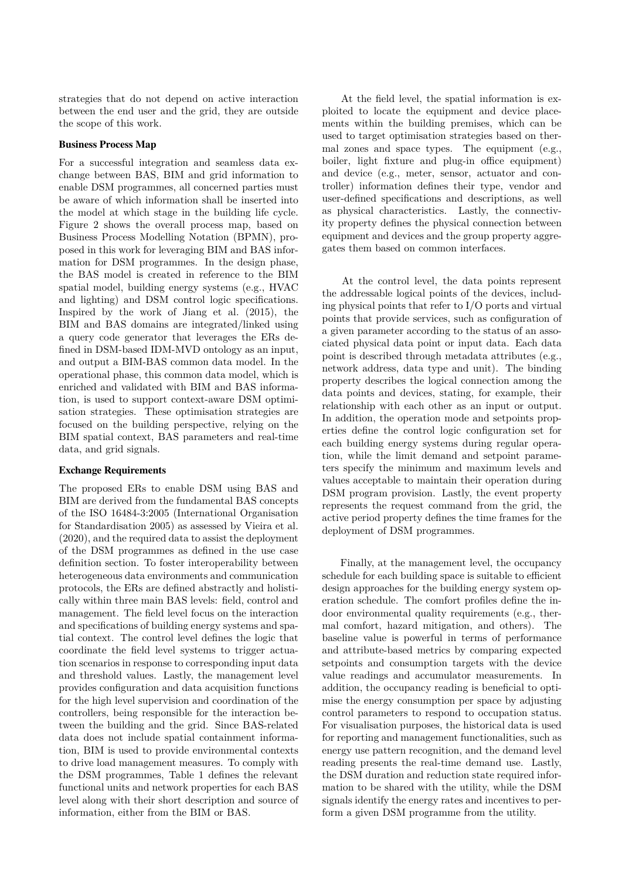strategies that do not depend on active interaction between the end user and the grid, they are outside the scope of this work.

### Business Process Map

For a successful integration and seamless data exchange between BAS, BIM and grid information to enable DSM programmes, all concerned parties must be aware of which information shall be inserted into the model at which stage in the building life cycle. Figure 2 shows the overall process map, based on Business Process Modelling Notation (BPMN), proposed in this work for leveraging BIM and BAS information for DSM programmes. In the design phase, the BAS model is created in reference to the BIM spatial model, building energy systems (e.g., HVAC and lighting) and DSM control logic specifications. Inspired by the work of Jiang et al. (2015), the BIM and BAS domains are integrated/linked using a query code generator that leverages the ERs defined in DSM-based IDM-MVD ontology as an input, and output a BIM-BAS common data model. In the operational phase, this common data model, which is enriched and validated with BIM and BAS information, is used to support context-aware DSM optimisation strategies. These optimisation strategies are focused on the building perspective, relying on the BIM spatial context, BAS parameters and real-time data, and grid signals.

### Exchange Requirements

The proposed ERs to enable DSM using BAS and BIM are derived from the fundamental BAS concepts of the ISO 16484-3:2005 (International Organisation for Standardisation 2005) as assessed by Vieira et al. (2020), and the required data to assist the deployment of the DSM programmes as defined in the use case definition section. To foster interoperability between heterogeneous data environments and communication protocols, the ERs are defined abstractly and holistically within three main BAS levels: field, control and management. The field level focus on the interaction and specifications of building energy systems and spatial context. The control level defines the logic that coordinate the field level systems to trigger actuation scenarios in response to corresponding input data and threshold values. Lastly, the management level provides configuration and data acquisition functions for the high level supervision and coordination of the controllers, being responsible for the interaction between the building and the grid. Since BAS-related data does not include spatial containment information, BIM is used to provide environmental contexts to drive load management measures. To comply with the DSM programmes, Table 1 defines the relevant functional units and network properties for each BAS level along with their short description and source of information, either from the BIM or BAS.

At the field level, the spatial information is exploited to locate the equipment and device placements within the building premises, which can be used to target optimisation strategies based on thermal zones and space types. The equipment (e.g., boiler, light fixture and plug-in office equipment) and device (e.g., meter, sensor, actuator and controller) information defines their type, vendor and user-defined specifications and descriptions, as well as physical characteristics. Lastly, the connectivity property defines the physical connection between equipment and devices and the group property aggregates them based on common interfaces.

At the control level, the data points represent the addressable logical points of the devices, including physical points that refer to I/O ports and virtual points that provide services, such as configuration of a given parameter according to the status of an associated physical data point or input data. Each data point is described through metadata attributes (e.g., network address, data type and unit). The binding property describes the logical connection among the data points and devices, stating, for example, their relationship with each other as an input or output. In addition, the operation mode and setpoints properties define the control logic configuration set for each building energy systems during regular operation, while the limit demand and setpoint parameters specify the minimum and maximum levels and values acceptable to maintain their operation during DSM program provision. Lastly, the event property represents the request command from the grid, the active period property defines the time frames for the deployment of DSM programmes.

Finally, at the management level, the occupancy schedule for each building space is suitable to efficient design approaches for the building energy system operation schedule. The comfort profiles define the indoor environmental quality requirements (e.g., thermal comfort, hazard mitigation, and others). The baseline value is powerful in terms of performance and attribute-based metrics by comparing expected setpoints and consumption targets with the device value readings and accumulator measurements. In addition, the occupancy reading is beneficial to optimise the energy consumption per space by adjusting control parameters to respond to occupation status. For visualisation purposes, the historical data is used for reporting and management functionalities, such as energy use pattern recognition, and the demand level reading presents the real-time demand use. Lastly, the DSM duration and reduction state required information to be shared with the utility, while the DSM signals identify the energy rates and incentives to perform a given DSM programme from the utility.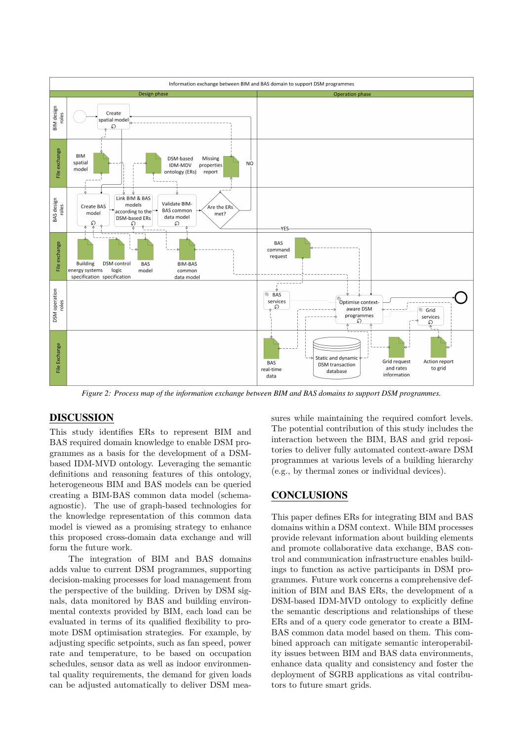Figure 2: Process map of the information exchange between BIM and BAS domains to support DSM programmes.

## DISCUSSION

This study identifies ERs to represent BIM and BAS required domain knowledge to enable DSM programmes as a basis for the development of a DSM-based IDM-MVD ontology. Leveraging the semantic definitions and reasoning features of this ontology, heterogeneous BIM and BAS models can be queried creating a BIM-BAS common data model (schema-agnostic). The use of graph-based technologies for the knowledge representation of this common data model is viewed as a promising strategy to enhance this proposed cross-domain data exchange and will form the future work.

The integration of BIM and BAS domains adds value to current DSM programmes, supporting decision-making processes for load management from the perspective of the building. Driven by DSM signals, data monitored by BAS and building environmental contexts provided by BIM, each load can be evaluated in terms of its qualified flexibility to promote DSM optimisation strategies. For example, by adjusting specific setpoints, such as fan speed, power rate and temperature, to be based on occupation schedules, sensor data as well as indoor environmental quality requirements, the demand for given loads can be adjusted automatically to deliver DSM measures while maintaining the required comfort levels. The potential contribution of this study includes the interaction between the BIM, BAS and grid repositories to deliver fully automated context-aware DSM programmes at various levels of a building hierarchy (e.g., by thermal zones or individual devices).

## CONCLUSIONS

This paper defines ERs for integrating BIM and BAS domains within a DSM context. While BIM processes provide relevant information about building elements and promote collaborative data exchange, BAS control and communication infrastructure enables buildings to function as active participants in DSM programmes. Future work concerns a comprehensive definition of BIM and BAS ERs, the development of a DSM-based IDM-MVD ontology to explicitly define the semantic descriptions and relationships of these ERs and of a query code generator to create a BIM-BAS common data model based on them. This combined approach can mitigate semantic interoperability issues between BIM and BAS data environments, enhance data quality and consistency and foster the deployment of SGRB applications as vital contributors to future smart grids.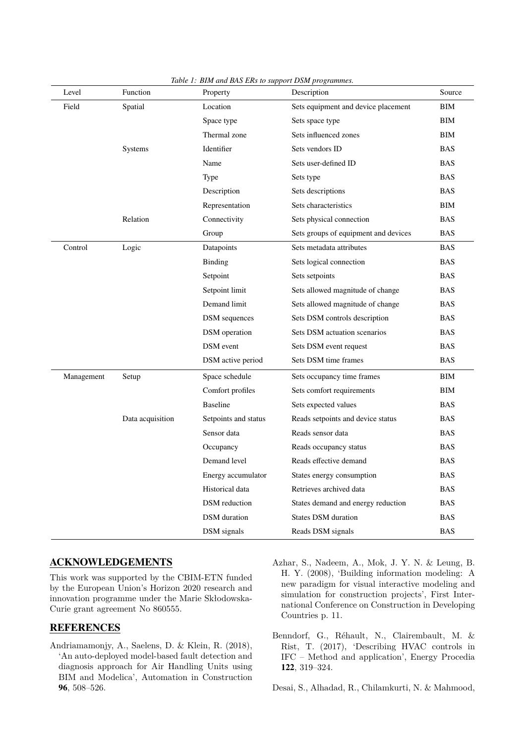*Table 1: BIM and BAS ERs to support DSM programmes.*

| Level | Function | Property | Description | Source |
|---|---|---|---|---|
| Field | Spatial | Location | Sets equipment and device placement | BIM |
| | | Space type | Sets space type | BIM |
| | | Thermal zone | Sets influenced zones | BIM |
| | Systems | Identifier | Sets vendors ID | BAS |
| | | Name | Sets user-defined ID | BAS |
| | | Type | Sets type | BAS |
| | | Description | Sets descriptions | BAS |
| | | Representation | Sets characteristics | BIM |
| | Relation | Connectivity | Sets physical connection | BAS |
| | | Group | Sets groups of equipment and devices | BAS |
| Control | Logic | Datapoints | Sets metadata attributes | BAS |
| | | Binding | Sets logical connection | BAS |
| | | Setpoint | Sets setpoints | BAS |
| | | Setpoint limit | Sets allowed magnitude of change | BAS |
| | | Demand limit | Sets allowed magnitude of change | BAS |
| | | DSM sequences | Sets DSM controls description | BAS |
| | | DSM operation | Sets DSM actuation scenarios | BAS |
| | | DSM event | Sets DSM event request | BAS |
| | | DSM active period | Sets DSM time frames | BAS |
| Management | Setup | Space schedule | Sets occupancy time frames | BIM |
| | | Comfort profiles | Sets comfort requirements | BIM |
| | | Baseline | Sets expected values | BAS |
| | Data acquisition | Setpoints and status | Reads setpoints and device status | BAS |
| | | Sensor data | Reads sensor data | BAS |
| | | Occupancy | Reads occupancy status | BAS |
| | | Demand level | Reads effective demand | BAS |
| | | Energy accumulator | States energy consumption | BAS |
| | | Historical data | Retrieves archived data | BAS |
| | | DSM reduction | States demand and energy reduction | BAS |
| | | DSM duration | States DSM duration | BAS |
| | | DSM signals | Reads DSM signals | BAS |

## ACKNOWLEDGEMENTS

This work was supported by the CBIM-ETN funded by the European Union's Horizon 2020 research and innovation programme under the Marie Skłodowska-Curie grant agreement No 860555.

## REFERENCES

Andriamamonjy, A., Saelens, D. & Klein, R. (2018), 'An auto-deployed model-based fault detection and diagnosis approach for Air Handling Units using BIM and Modelica', Automation in Construction **96**, 508–526.

Azhar, S., Nadeem, A., Mok, J. Y. N. & Leung, B. H. Y. (2008), 'Building information modeling: A new paradigm for visual interactive modeling and simulation for construction projects', First International Conference on Construction in Developing Countries p. 11.

Benndorf, G., Réhault, N., Clairembault, M. & Rist, T. (2017), 'Describing HVAC controls in IFC – Method and application', Energy Procedia **122**, 319–324.

Desai, S., Alhadad, R., Chilamkurti, N. & Mahmood,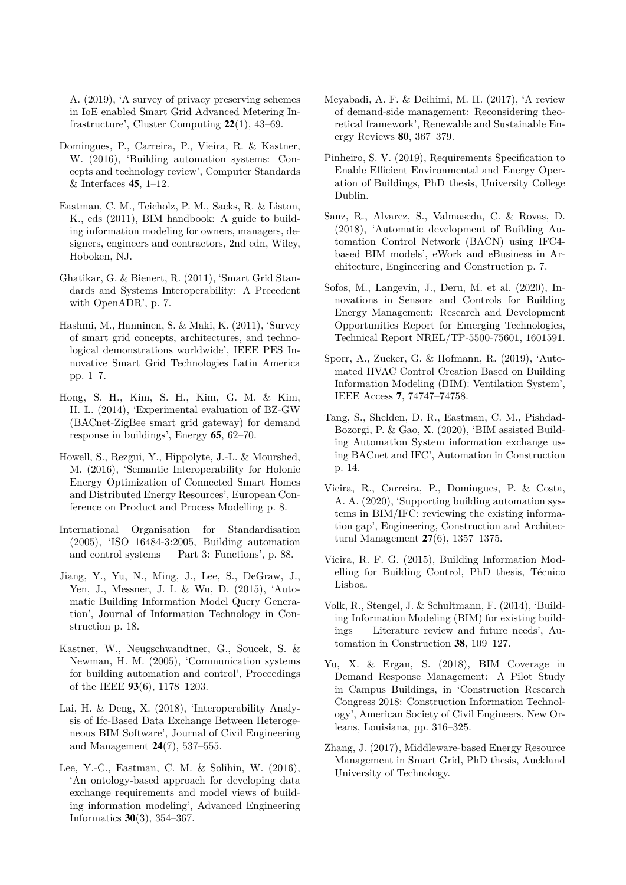A. (2019), 'A survey of privacy preserving schemes in IoE enabled Smart Grid Advanced Metering Infrastructure', Cluster Computing **22**(1), 43–69.

Domingues, P., Carreira, P., Vieira, R. & Kastner, W. (2016), 'Building automation systems: Concepts and technology review', Computer Standards & Interfaces **45**, 1–12.

Eastman, C. M., Teicholz, P. M., Sacks, R. & Liston, K., eds (2011), BIM handbook: A guide to building information modeling for owners, managers, designers, engineers and contractors, 2nd edn, Wiley, Hoboken, NJ.

Ghatikar, G. & Bienert, R. (2011), 'Smart Grid Standards and Systems Interoperability: A Precedent with OpenADR', p. 7.

Hashmi, M., Hanninen, S. & Maki, K. (2011), 'Survey of smart grid concepts, architectures, and technological demonstrations worldwide', IEEE PES Innovative Smart Grid Technologies Latin America pp. 1–7.

Hong, S. H., Kim, S. H., Kim, G. M. & Kim, H. L. (2014), 'Experimental evaluation of BZ-GW (BACnet-ZigBee smart grid gateway) for demand response in buildings', Energy **65**, 62–70.

Howell, S., Rezgui, Y., Hippolyte, J.-L. & Mourshed, M. (2016), 'Semantic Interoperability for Holonic Energy Optimization of Connected Smart Homes and Distributed Energy Resources', European Conference on Product and Process Modelling p. 8.

International Organisation for Standardisation (2005), 'ISO 16484-3:2005, Building automation and control systems — Part 3: Functions', p. 88.

Jiang, Y., Yu, N., Ming, J., Lee, S., DeGraw, J., Yen, J., Messner, J. I. & Wu, D. (2015), 'Automatic Building Information Model Query Generation', Journal of Information Technology in Construction p. 18.

Kastner, W., Neugschwandtner, G., Soucek, S. & Newman, H. M. (2005), 'Communication systems for building automation and control', Proceedings of the IEEE **93**(6), 1178–1203.

Lai, H. & Deng, X. (2018), 'Interoperability Analysis of Ifc-Based Data Exchange Between Heterogeneous BIM Software', Journal of Civil Engineering and Management **24**(7), 537–555.

Lee, Y.-C., Eastman, C. M. & Solihin, W. (2016), 'An ontology-based approach for developing data exchange requirements and model views of building information modeling', Advanced Engineering Informatics **30**(3), 354–367.

Meyabadi, A. F. & Deihimi, M. H. (2017), 'A review of demand-side management: Reconsidering theoretical framework', Renewable and Sustainable Energy Reviews **80**, 367–379.

Pinheiro, S. V. (2019), Requirements Specification to Enable Efficient Environmental and Energy Operation of Buildings, PhD thesis, University College Dublin.

Sanz, R., Alvarez, S., Valmaseda, C. & Rovas, D. (2018), 'Automatic development of Building Automation Control Network (BACN) using IFC4-based BIM models', eWork and eBusiness in Architecture, Engineering and Construction p. 7.

Sofos, M., Langevin, J., Deru, M. et al. (2020), Innovations in Sensors and Controls for Building Energy Management: Research and Development Opportunities Report for Emerging Technologies, Technical Report NREL/TP-5500-75601, 1601591.

Sporr, A., Zucker, G. & Hofmann, R. (2019), 'Automated HVAC Control Creation Based on Building Information Modeling (BIM): Ventilation System', IEEE Access **7**, 74747–74758.

Tang, S., Shelden, D. R., Eastman, C. M., Pishdad-Bozorgi, P. & Gao, X. (2020), 'BIM assisted Building Automation System information exchange using BACnet and IFC', Automation in Construction p. 14.

Vieira, R., Carreira, P., Domingues, P. & Costa, A. A. (2020), 'Supporting building automation systems in BIM/IFC: reviewing the existing information gap', Engineering, Construction and Architectural Management **27**(6), 1357–1375.

Vieira, R. F. G. (2015), Building Information Modelling for Building Control, PhD thesis, Técnico Lisboa.

Volk, R., Stengel, J. & Schultmann, F. (2014), 'Building Information Modeling (BIM) for existing buildings — Literature review and future needs', Automation in Construction **38**, 109–127.

Yu, X. & Ergan, S. (2018), BIM Coverage in Demand Response Management: A Pilot Study in Campus Buildings, in 'Construction Research Congress 2018: Construction Information Technology', American Society of Civil Engineers, New Orleans, Louisiana, pp. 316–325.

Zhang, J. (2017), Middleware-based Energy Resource Management in Smart Grid, PhD thesis, Auckland University of Technology.